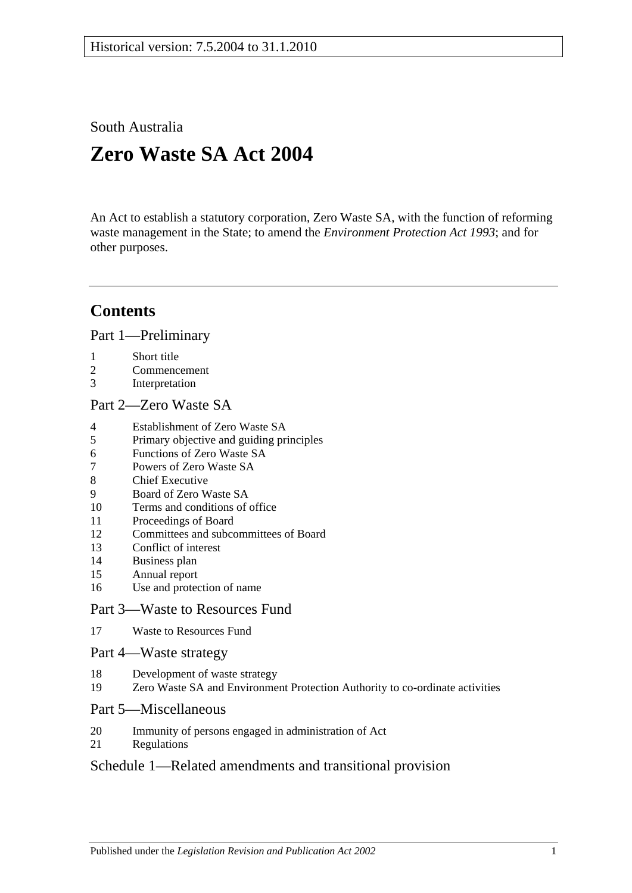Historical version: 7.5.2004 to 31.1.2010

South Australia

# Zero Waste SA Act 2004

An Act to establish a statutory corporation, Zero Waste SA, with the function of reforming waste management in the State; to amend the *Environment Protection Act 1993*; and for other purposes.

## Contents

Part 1—Preliminary

1 Short title
2 Commencement
3 Interpretation

Part 2—Zero Waste SA

4 Establishment of Zero Waste SA
5 Primary objective and guiding principles
6 Functions of Zero Waste SA
7 Powers of Zero Waste SA
8 Chief Executive
9 Board of Zero Waste SA
10 Terms and conditions of office
11 Proceedings of Board
12 Committees and subcommittees of Board
13 Conflict of interest
14 Business plan
15 Annual report
16 Use and protection of name

Part 3—Waste to Resources Fund

17 Waste to Resources Fund

Part 4—Waste strategy

18 Development of waste strategy
19 Zero Waste SA and Environment Protection Authority to co-ordinate activities

Part 5—Miscellaneous

20 Immunity of persons engaged in administration of Act
21 Regulations

Schedule 1—Related amendments and transitional provision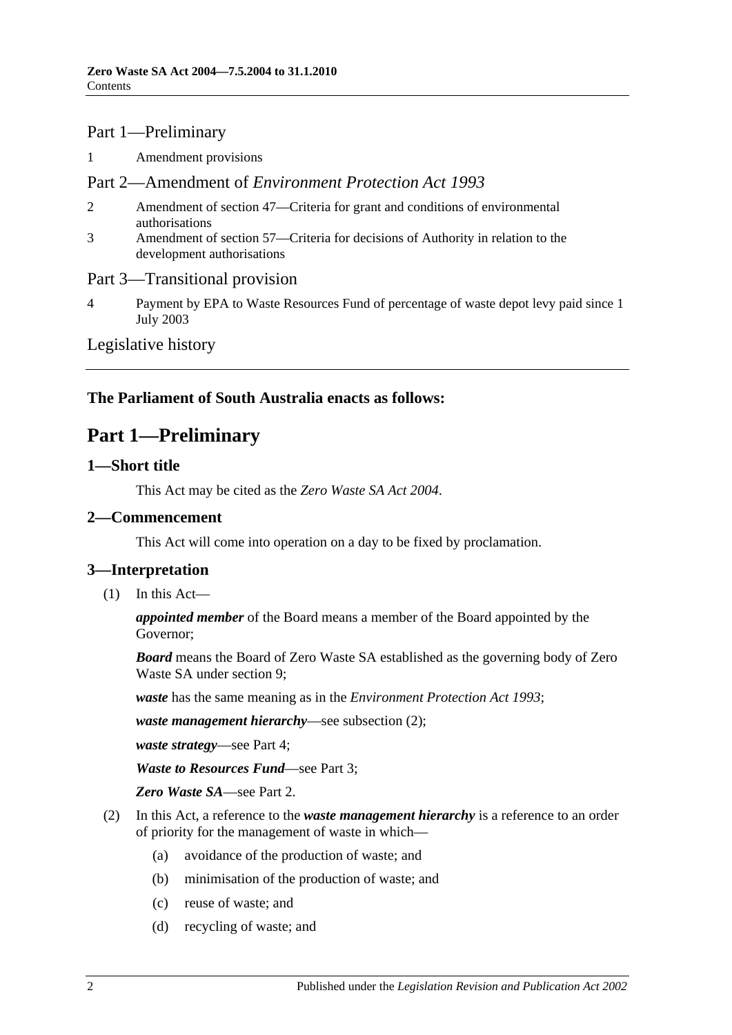## Part 1—Preliminary

1 Amendment provisions

## Part 2—Amendment of *Environment Protection Act 1993*

2 Amendment of section 47—Criteria for grant and conditions of environmental authorisations

3 Amendment of section 57—Criteria for decisions of Authority in relation to the development authorisations

## Part 3—Transitional provision

4 Payment by EPA to Waste Resources Fund of percentage of waste depot levy paid since 1 July 2003

## Legislative history

---

**The Parliament of South Australia enacts as follows:**

# Part 1—Preliminary

### 1—Short title

This Act may be cited as the *Zero Waste SA Act 2004*.

### 2—Commencement

This Act will come into operation on a day to be fixed by proclamation.

### 3—Interpretation

(1) In this Act—

***appointed member*** of the Board means a member of the Board appointed by the Governor;

***Board*** means the Board of Zero Waste SA established as the governing body of Zero Waste SA under section 9;

***waste*** has the same meaning as in the *Environment Protection Act 1993*;

***waste management hierarchy***—see subsection (2);

***waste strategy***—see Part 4;

***Waste to Resources Fund***—see Part 3;

***Zero Waste SA***—see Part 2.

(2) In this Act, a reference to the ***waste management hierarchy*** is a reference to an order of priority for the management of waste in which—

(a) avoidance of the production of waste; and

(b) minimisation of the production of waste; and

(c) reuse of waste; and

(d) recycling of waste; and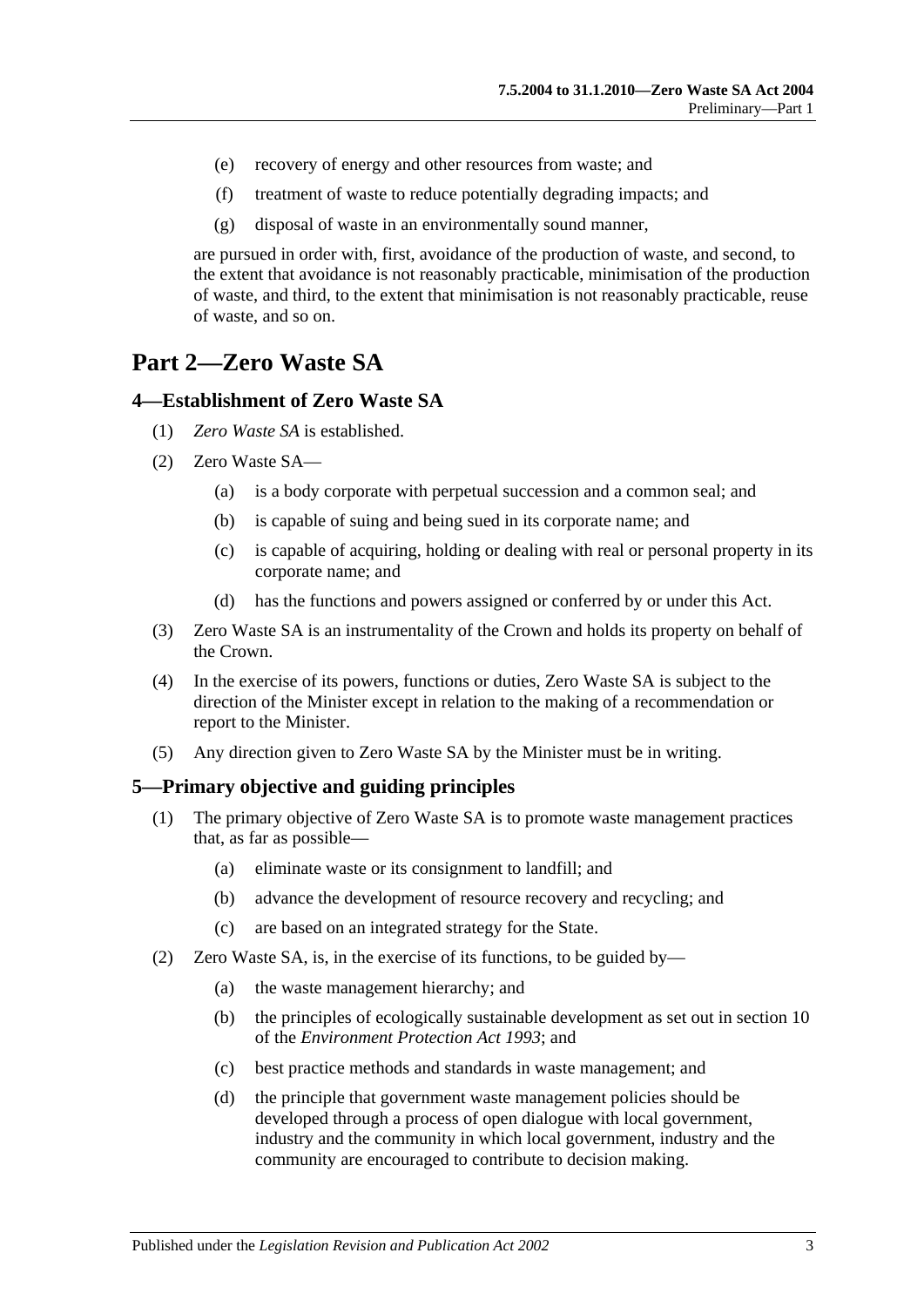(e) recovery of energy and other resources from waste; and

(f) treatment of waste to reduce potentially degrading impacts; and

(g) disposal of waste in an environmentally sound manner,

are pursued in order with, first, avoidance of the production of waste, and second, to the extent that avoidance is not reasonably practicable, minimisation of the production of waste, and third, to the extent that minimisation is not reasonably practicable, reuse of waste, and so on.

# Part 2—Zero Waste SA

## 4—Establishment of Zero Waste SA

(1) *Zero Waste SA* is established.

(2) Zero Waste SA—

(a) is a body corporate with perpetual succession and a common seal; and

(b) is capable of suing and being sued in its corporate name; and

(c) is capable of acquiring, holding or dealing with real or personal property in its corporate name; and

(d) has the functions and powers assigned or conferred by or under this Act.

(3) Zero Waste SA is an instrumentality of the Crown and holds its property on behalf of the Crown.

(4) In the exercise of its powers, functions or duties, Zero Waste SA is subject to the direction of the Minister except in relation to the making of a recommendation or report to the Minister.

(5) Any direction given to Zero Waste SA by the Minister must be in writing.

## 5—Primary objective and guiding principles

(1) The primary objective of Zero Waste SA is to promote waste management practices that, as far as possible—

(a) eliminate waste or its consignment to landfill; and

(b) advance the development of resource recovery and recycling; and

(c) are based on an integrated strategy for the State.

(2) Zero Waste SA, is, in the exercise of its functions, to be guided by—

(a) the waste management hierarchy; and

(b) the principles of ecologically sustainable development as set out in section 10 of the *Environment Protection Act 1993*; and

(c) best practice methods and standards in waste management; and

(d) the principle that government waste management policies should be developed through a process of open dialogue with local government, industry and the community in which local government, industry and the community are encouraged to contribute to decision making.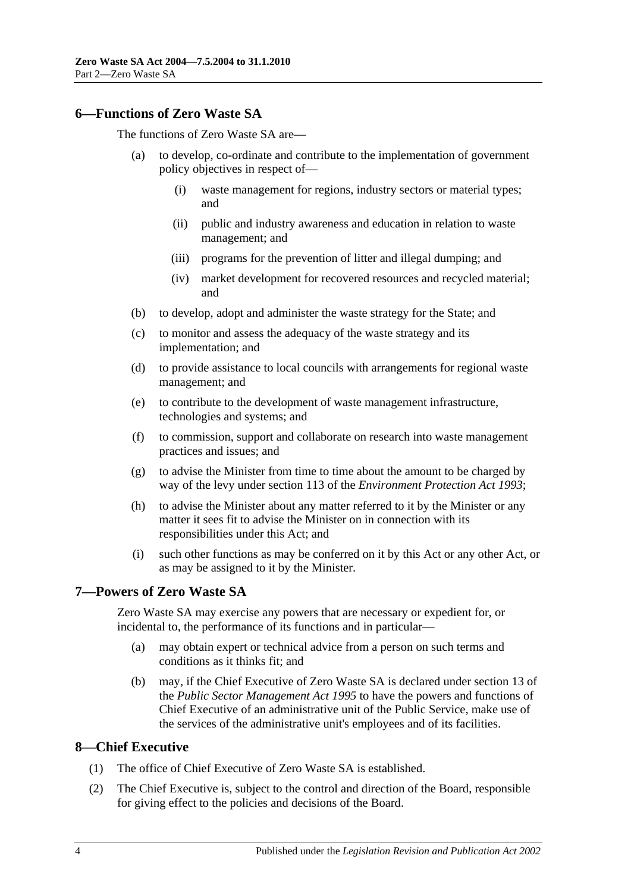## 6—Functions of Zero Waste SA

The functions of Zero Waste SA are—

(a) to develop, co-ordinate and contribute to the implementation of government policy objectives in respect of—

  (i) waste management for regions, industry sectors or material types; and

  (ii) public and industry awareness and education in relation to waste management; and

  (iii) programs for the prevention of litter and illegal dumping; and

  (iv) market development for recovered resources and recycled material; and

(b) to develop, adopt and administer the waste strategy for the State; and

(c) to monitor and assess the adequacy of the waste strategy and its implementation; and

(d) to provide assistance to local councils with arrangements for regional waste management; and

(e) to contribute to the development of waste management infrastructure, technologies and systems; and

(f) to commission, support and collaborate on research into waste management practices and issues; and

(g) to advise the Minister from time to time about the amount to be charged by way of the levy under section 113 of the *Environment Protection Act 1993*;

(h) to advise the Minister about any matter referred to it by the Minister or any matter it sees fit to advise the Minister on in connection with its responsibilities under this Act; and

(i) such other functions as may be conferred on it by this Act or any other Act, or as may be assigned to it by the Minister.

## 7—Powers of Zero Waste SA

Zero Waste SA may exercise any powers that are necessary or expedient for, or incidental to, the performance of its functions and in particular—

(a) may obtain expert or technical advice from a person on such terms and conditions as it thinks fit; and

(b) may, if the Chief Executive of Zero Waste SA is declared under section 13 of the *Public Sector Management Act 1995* to have the powers and functions of Chief Executive of an administrative unit of the Public Service, make use of the services of the administrative unit's employees and of its facilities.

## 8—Chief Executive

(1) The office of Chief Executive of Zero Waste SA is established.

(2) The Chief Executive is, subject to the control and direction of the Board, responsible for giving effect to the policies and decisions of the Board.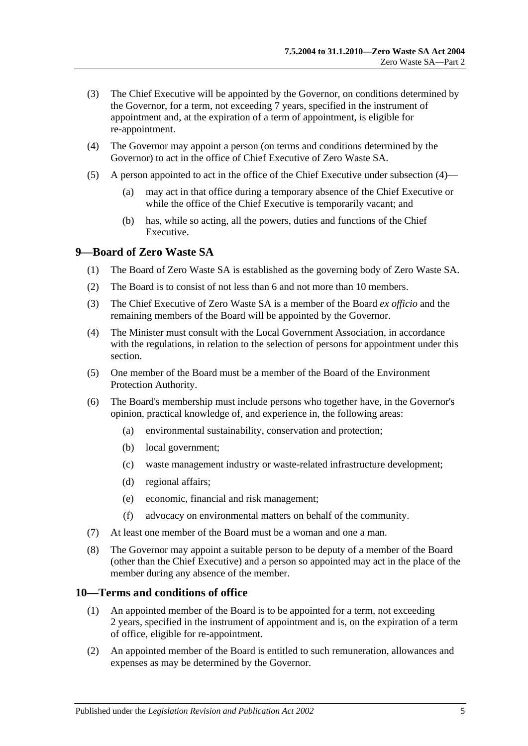(3) The Chief Executive will be appointed by the Governor, on conditions determined by the Governor, for a term, not exceeding 7 years, specified in the instrument of appointment and, at the expiration of a term of appointment, is eligible for re-appointment.

(4) The Governor may appoint a person (on terms and conditions determined by the Governor) to act in the office of Chief Executive of Zero Waste SA.

(5) A person appointed to act in the office of the Chief Executive under subsection (4)—

(a) may act in that office during a temporary absence of the Chief Executive or while the office of the Chief Executive is temporarily vacant; and

(b) has, while so acting, all the powers, duties and functions of the Chief Executive.

## 9—Board of Zero Waste SA

(1) The Board of Zero Waste SA is established as the governing body of Zero Waste SA.

(2) The Board is to consist of not less than 6 and not more than 10 members.

(3) The Chief Executive of Zero Waste SA is a member of the Board *ex officio* and the remaining members of the Board will be appointed by the Governor.

(4) The Minister must consult with the Local Government Association, in accordance with the regulations, in relation to the selection of persons for appointment under this section.

(5) One member of the Board must be a member of the Board of the Environment Protection Authority.

(6) The Board's membership must include persons who together have, in the Governor's opinion, practical knowledge of, and experience in, the following areas:

(a) environmental sustainability, conservation and protection;

(b) local government;

(c) waste management industry or waste-related infrastructure development;

(d) regional affairs;

(e) economic, financial and risk management;

(f) advocacy on environmental matters on behalf of the community.

(7) At least one member of the Board must be a woman and one a man.

(8) The Governor may appoint a suitable person to be deputy of a member of the Board (other than the Chief Executive) and a person so appointed may act in the place of the member during any absence of the member.

## 10—Terms and conditions of office

(1) An appointed member of the Board is to be appointed for a term, not exceeding 2 years, specified in the instrument of appointment and is, on the expiration of a term of office, eligible for re-appointment.

(2) An appointed member of the Board is entitled to such remuneration, allowances and expenses as may be determined by the Governor.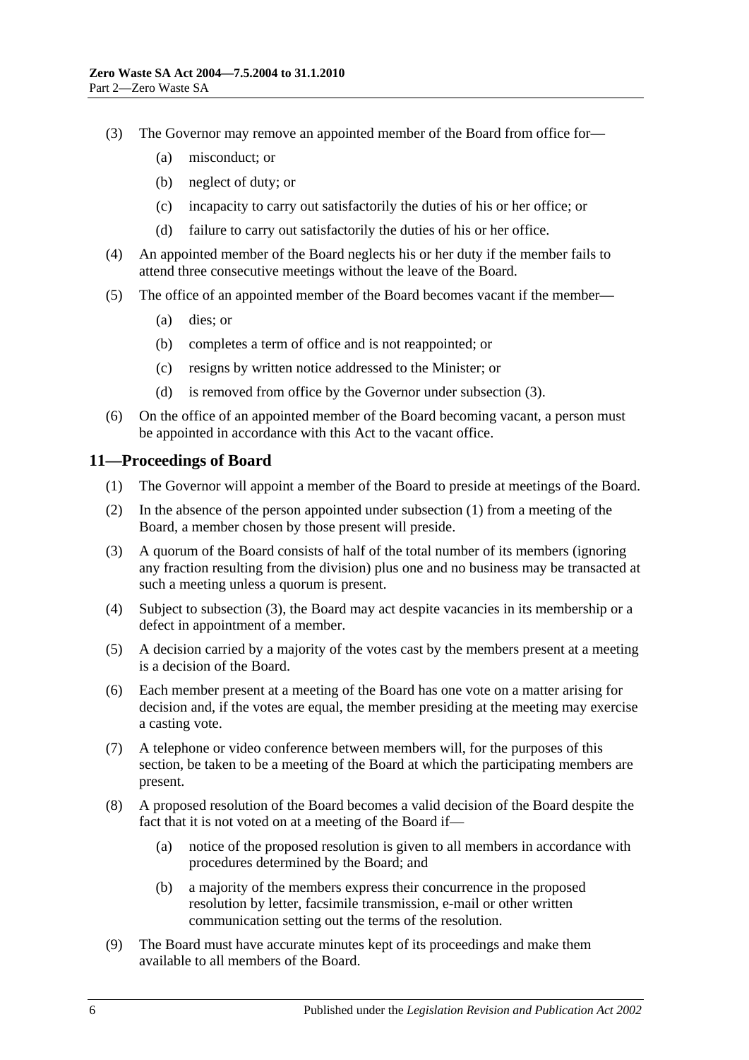(3) The Governor may remove an appointed member of the Board from office for—

(a) misconduct; or

(b) neglect of duty; or

(c) incapacity to carry out satisfactorily the duties of his or her office; or

(d) failure to carry out satisfactorily the duties of his or her office.

(4) An appointed member of the Board neglects his or her duty if the member fails to attend three consecutive meetings without the leave of the Board.

(5) The office of an appointed member of the Board becomes vacant if the member—

(a) dies; or

(b) completes a term of office and is not reappointed; or

(c) resigns by written notice addressed to the Minister; or

(d) is removed from office by the Governor under subsection (3).

(6) On the office of an appointed member of the Board becoming vacant, a person must be appointed in accordance with this Act to the vacant office.

## 11—Proceedings of Board

(1) The Governor will appoint a member of the Board to preside at meetings of the Board.

(2) In the absence of the person appointed under subsection (1) from a meeting of the Board, a member chosen by those present will preside.

(3) A quorum of the Board consists of half of the total number of its members (ignoring any fraction resulting from the division) plus one and no business may be transacted at such a meeting unless a quorum is present.

(4) Subject to subsection (3), the Board may act despite vacancies in its membership or a defect in appointment of a member.

(5) A decision carried by a majority of the votes cast by the members present at a meeting is a decision of the Board.

(6) Each member present at a meeting of the Board has one vote on a matter arising for decision and, if the votes are equal, the member presiding at the meeting may exercise a casting vote.

(7) A telephone or video conference between members will, for the purposes of this section, be taken to be a meeting of the Board at which the participating members are present.

(8) A proposed resolution of the Board becomes a valid decision of the Board despite the fact that it is not voted on at a meeting of the Board if—

(a) notice of the proposed resolution is given to all members in accordance with procedures determined by the Board; and

(b) a majority of the members express their concurrence in the proposed resolution by letter, facsimile transmission, e-mail or other written communication setting out the terms of the resolution.

(9) The Board must have accurate minutes kept of its proceedings and make them available to all members of the Board.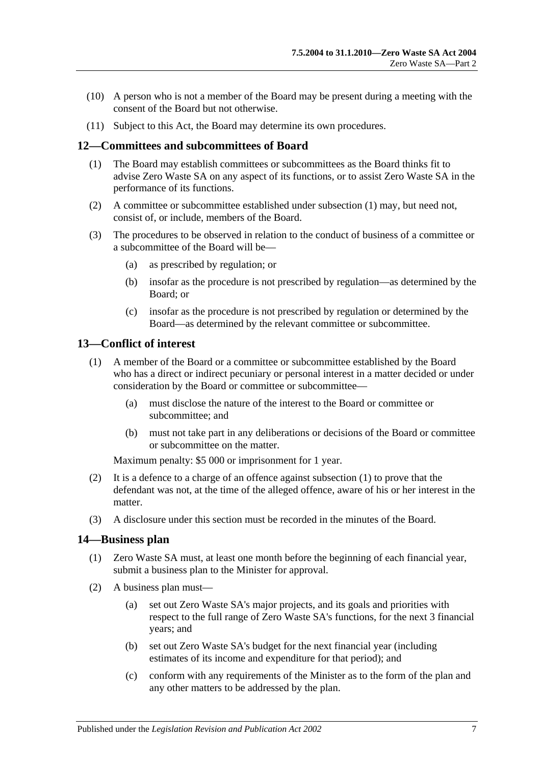(10) A person who is not a member of the Board may be present during a meeting with the consent of the Board but not otherwise.

(11) Subject to this Act, the Board may determine its own procedures.

## 12—Committees and subcommittees of Board

(1) The Board may establish committees or subcommittees as the Board thinks fit to advise Zero Waste SA on any aspect of its functions, or to assist Zero Waste SA in the performance of its functions.

(2) A committee or subcommittee established under subsection (1) may, but need not, consist of, or include, members of the Board.

(3) The procedures to be observed in relation to the conduct of business of a committee or a subcommittee of the Board will be—

(a) as prescribed by regulation; or

(b) insofar as the procedure is not prescribed by regulation—as determined by the Board; or

(c) insofar as the procedure is not prescribed by regulation or determined by the Board—as determined by the relevant committee or subcommittee.

## 13—Conflict of interest

(1) A member of the Board or a committee or subcommittee established by the Board who has a direct or indirect pecuniary or personal interest in a matter decided or under consideration by the Board or committee or subcommittee—

(a) must disclose the nature of the interest to the Board or committee or subcommittee; and

(b) must not take part in any deliberations or decisions of the Board or committee or subcommittee on the matter.

Maximum penalty: $5 000 or imprisonment for 1 year.

(2) It is a defence to a charge of an offence against subsection (1) to prove that the defendant was not, at the time of the alleged offence, aware of his or her interest in the matter.

(3) A disclosure under this section must be recorded in the minutes of the Board.

## 14—Business plan

(1) Zero Waste SA must, at least one month before the beginning of each financial year, submit a business plan to the Minister for approval.

(2) A business plan must—

(a) set out Zero Waste SA's major projects, and its goals and priorities with respect to the full range of Zero Waste SA's functions, for the next 3 financial years; and

(b) set out Zero Waste SA's budget for the next financial year (including estimates of its income and expenditure for that period); and

(c) conform with any requirements of the Minister as to the form of the plan and any other matters to be addressed by the plan.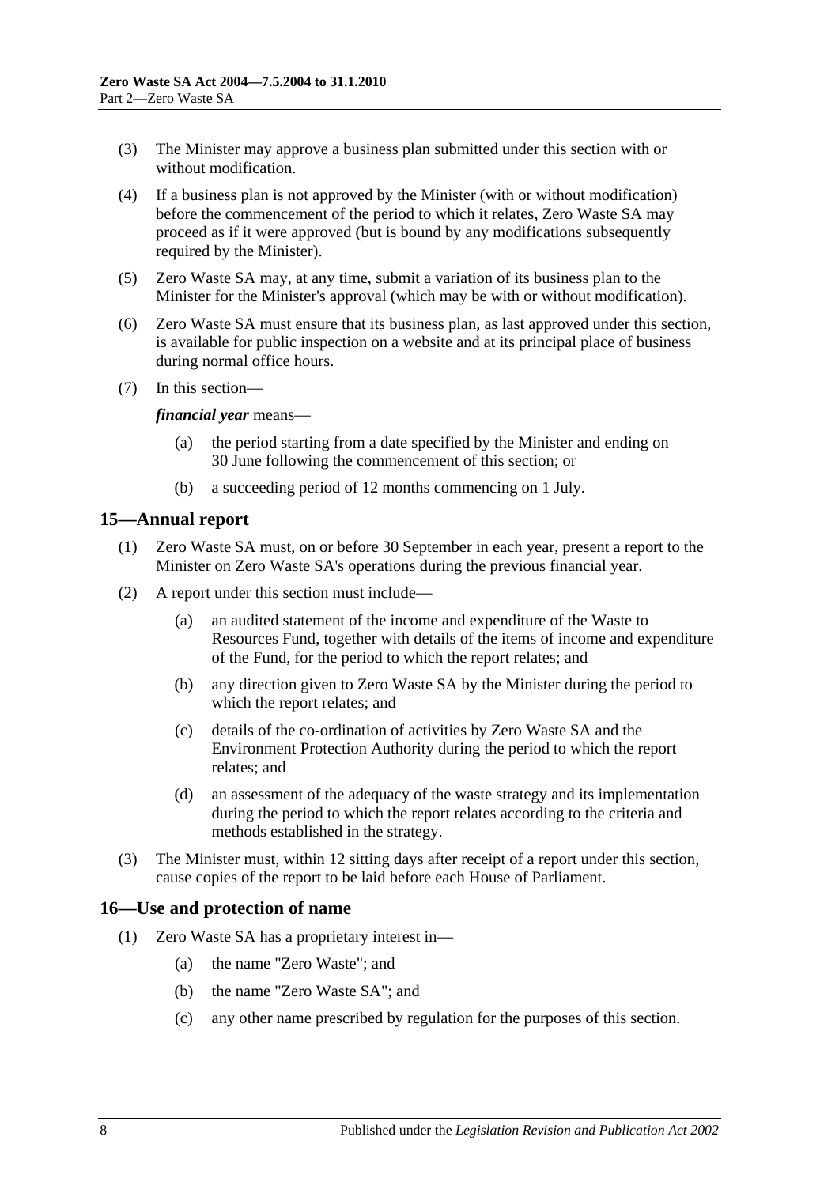(3) The Minister may approve a business plan submitted under this section with or without modification.

(4) If a business plan is not approved by the Minister (with or without modification) before the commencement of the period to which it relates, Zero Waste SA may proceed as if it were approved (but is bound by any modifications subsequently required by the Minister).

(5) Zero Waste SA may, at any time, submit a variation of its business plan to the Minister for the Minister's approval (which may be with or without modification).

(6) Zero Waste SA must ensure that its business plan, as last approved under this section, is available for public inspection on a website and at its principal place of business during normal office hours.

(7) In this section—

***financial year*** means—

- (a) the period starting from a date specified by the Minister and ending on 30 June following the commencement of this section; or
- (b) a succeeding period of 12 months commencing on 1 July.

## 15—Annual report

(1) Zero Waste SA must, on or before 30 September in each year, present a report to the Minister on Zero Waste SA's operations during the previous financial year.

(2) A report under this section must include—

- (a) an audited statement of the income and expenditure of the Waste to Resources Fund, together with details of the items of income and expenditure of the Fund, for the period to which the report relates; and
- (b) any direction given to Zero Waste SA by the Minister during the period to which the report relates; and
- (c) details of the co-ordination of activities by Zero Waste SA and the Environment Protection Authority during the period to which the report relates; and
- (d) an assessment of the adequacy of the waste strategy and its implementation during the period to which the report relates according to the criteria and methods established in the strategy.

(3) The Minister must, within 12 sitting days after receipt of a report under this section, cause copies of the report to be laid before each House of Parliament.

## 16—Use and protection of name

(1) Zero Waste SA has a proprietary interest in—

- (a) the name "Zero Waste"; and
- (b) the name "Zero Waste SA"; and
- (c) any other name prescribed by regulation for the purposes of this section.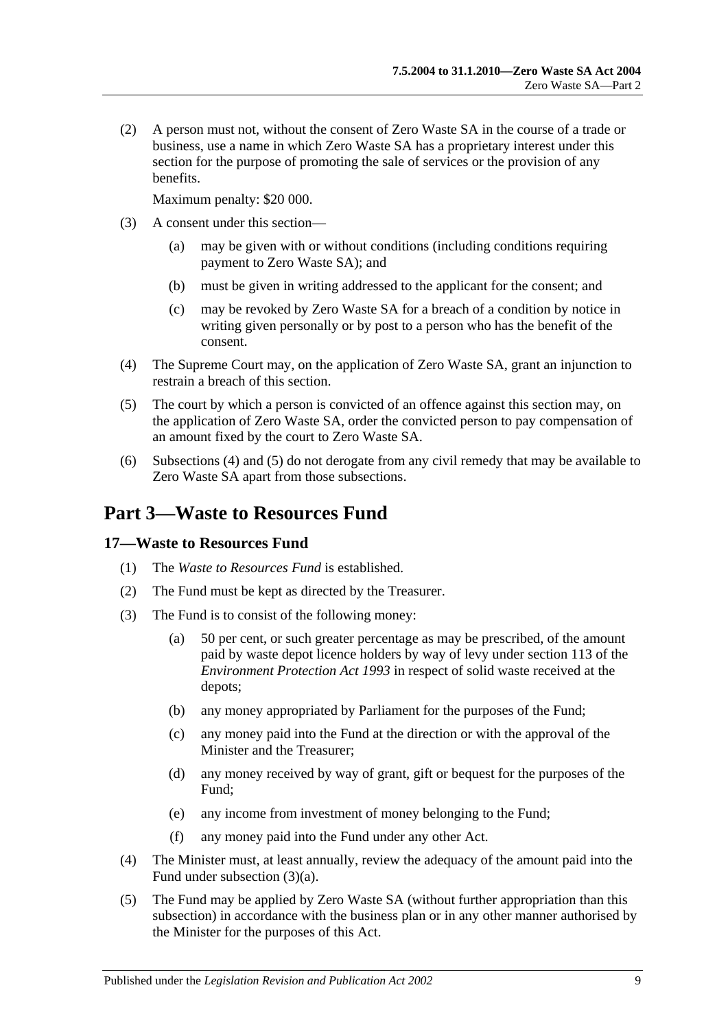(2) A person must not, without the consent of Zero Waste SA in the course of a trade or business, use a name in which Zero Waste SA has a proprietary interest under this section for the purpose of promoting the sale of services or the provision of any benefits.

Maximum penalty: $20 000.

(3) A consent under this section—

(a) may be given with or without conditions (including conditions requiring payment to Zero Waste SA); and

(b) must be given in writing addressed to the applicant for the consent; and

(c) may be revoked by Zero Waste SA for a breach of a condition by notice in writing given personally or by post to a person who has the benefit of the consent.

(4) The Supreme Court may, on the application of Zero Waste SA, grant an injunction to restrain a breach of this section.

(5) The court by which a person is convicted of an offence against this section may, on the application of Zero Waste SA, order the convicted person to pay compensation of an amount fixed by the court to Zero Waste SA.

(6) Subsections (4) and (5) do not derogate from any civil remedy that may be available to Zero Waste SA apart from those subsections.

# Part 3—Waste to Resources Fund

## 17—Waste to Resources Fund

(1) The *Waste to Resources Fund* is established.

(2) The Fund must be kept as directed by the Treasurer.

(3) The Fund is to consist of the following money:

(a) 50 per cent, or such greater percentage as may be prescribed, of the amount paid by waste depot licence holders by way of levy under section 113 of the *Environment Protection Act 1993* in respect of solid waste received at the depots;

(b) any money appropriated by Parliament for the purposes of the Fund;

(c) any money paid into the Fund at the direction or with the approval of the Minister and the Treasurer;

(d) any money received by way of grant, gift or bequest for the purposes of the Fund;

(e) any income from investment of money belonging to the Fund;

(f) any money paid into the Fund under any other Act.

(4) The Minister must, at least annually, review the adequacy of the amount paid into the Fund under subsection (3)(a).

(5) The Fund may be applied by Zero Waste SA (without further appropriation than this subsection) in accordance with the business plan or in any other manner authorised by the Minister for the purposes of this Act.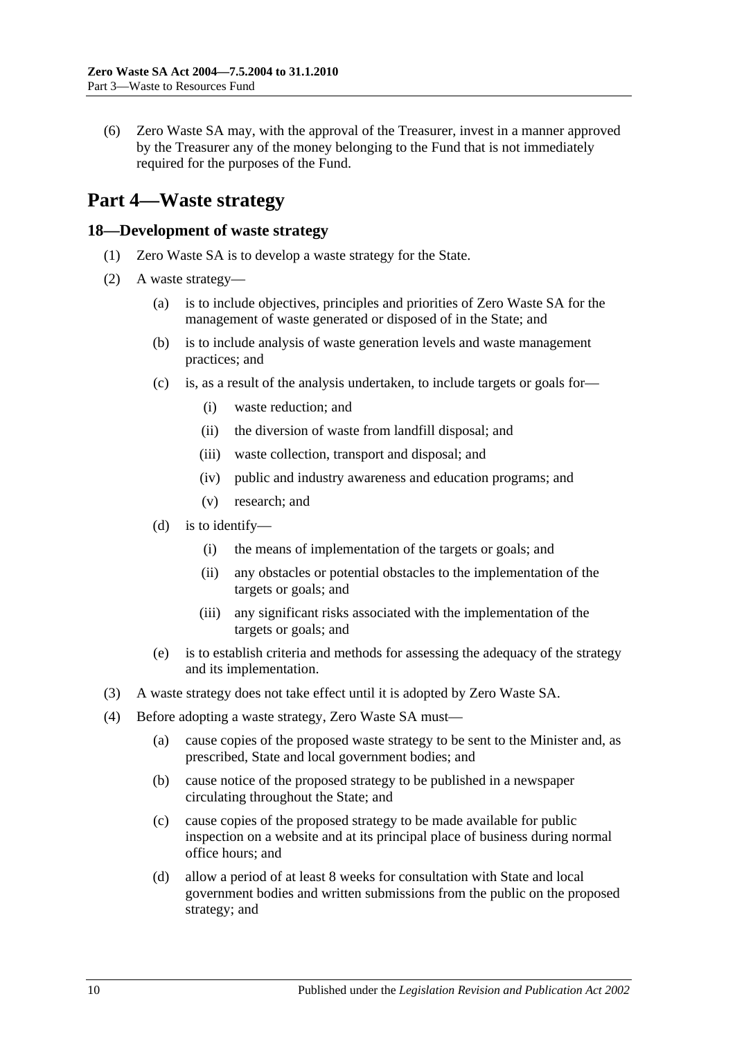(6) Zero Waste SA may, with the approval of the Treasurer, invest in a manner approved by the Treasurer any of the money belonging to the Fund that is not immediately required for the purposes of the Fund.

# Part 4—Waste strategy

## 18—Development of waste strategy

(1) Zero Waste SA is to develop a waste strategy for the State.

(2) A waste strategy—

(a) is to include objectives, principles and priorities of Zero Waste SA for the management of waste generated or disposed of in the State; and

(b) is to include analysis of waste generation levels and waste management practices; and

(c) is, as a result of the analysis undertaken, to include targets or goals for—

(i) waste reduction; and

(ii) the diversion of waste from landfill disposal; and

(iii) waste collection, transport and disposal; and

(iv) public and industry awareness and education programs; and

(v) research; and

(d) is to identify—

(i) the means of implementation of the targets or goals; and

(ii) any obstacles or potential obstacles to the implementation of the targets or goals; and

(iii) any significant risks associated with the implementation of the targets or goals; and

(e) is to establish criteria and methods for assessing the adequacy of the strategy and its implementation.

(3) A waste strategy does not take effect until it is adopted by Zero Waste SA.

(4) Before adopting a waste strategy, Zero Waste SA must—

(a) cause copies of the proposed waste strategy to be sent to the Minister and, as prescribed, State and local government bodies; and

(b) cause notice of the proposed strategy to be published in a newspaper circulating throughout the State; and

(c) cause copies of the proposed strategy to be made available for public inspection on a website and at its principal place of business during normal office hours; and

(d) allow a period of at least 8 weeks for consultation with State and local government bodies and written submissions from the public on the proposed strategy; and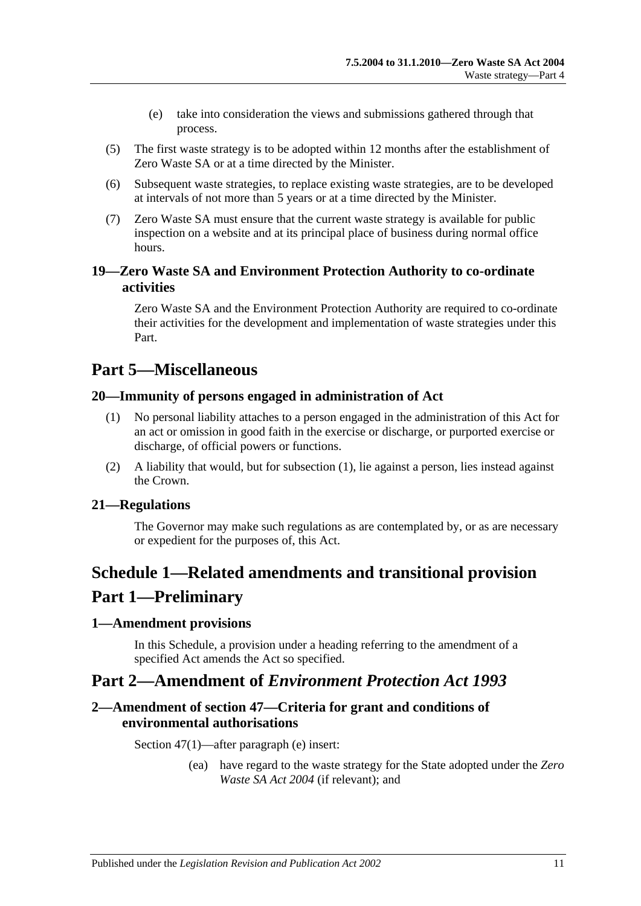(e) take into consideration the views and submissions gathered through that process.

(5) The first waste strategy is to be adopted within 12 months after the establishment of Zero Waste SA or at a time directed by the Minister.

(6) Subsequent waste strategies, to replace existing waste strategies, are to be developed at intervals of not more than 5 years or at a time directed by the Minister.

(7) Zero Waste SA must ensure that the current waste strategy is available for public inspection on a website and at its principal place of business during normal office hours.

### 19—Zero Waste SA and Environment Protection Authority to co-ordinate activities

Zero Waste SA and the Environment Protection Authority are required to co-ordinate their activities for the development and implementation of waste strategies under this Part.

## Part 5—Miscellaneous

### 20—Immunity of persons engaged in administration of Act

(1) No personal liability attaches to a person engaged in the administration of this Act for an act or omission in good faith in the exercise or discharge, or purported exercise or discharge, of official powers or functions.

(2) A liability that would, but for subsection (1), lie against a person, lies instead against the Crown.

### 21—Regulations

The Governor may make such regulations as are contemplated by, or as are necessary or expedient for the purposes of, this Act.

# Schedule 1—Related amendments and transitional provision

## Part 1—Preliminary

### 1—Amendment provisions

In this Schedule, a provision under a heading referring to the amendment of a specified Act amends the Act so specified.

## Part 2—Amendment of *Environment Protection Act 1993*

### 2—Amendment of section 47—Criteria for grant and conditions of environmental authorisations

Section 47(1)—after paragraph (e) insert:

(ea) have regard to the waste strategy for the State adopted under the *Zero Waste SA Act 2004* (if relevant); and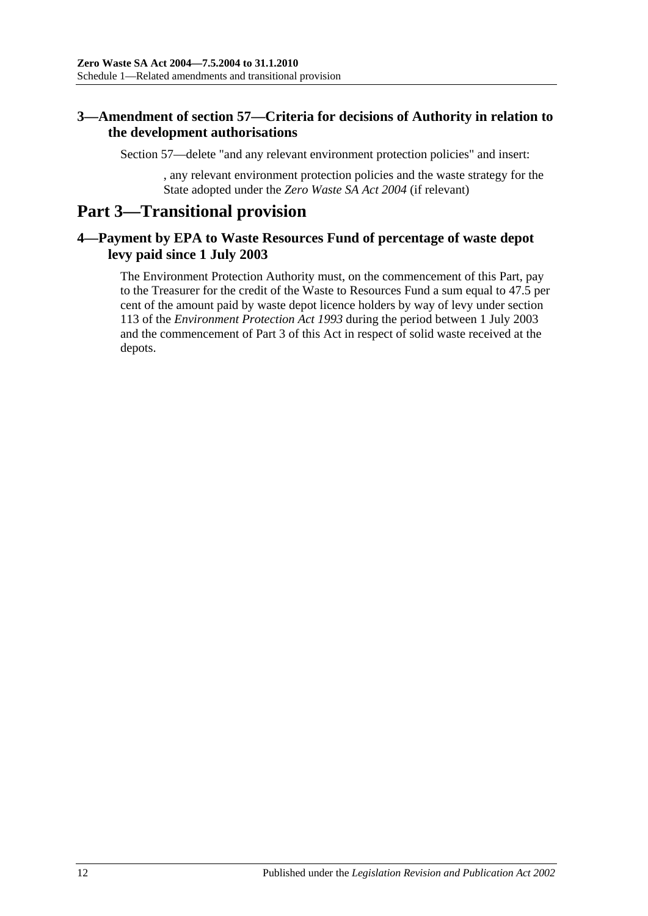### 3—Amendment of section 57—Criteria for decisions of Authority in relation to the development authorisations

Section 57—delete "and any relevant environment protection policies" and insert:

> , any relevant environment protection policies and the waste strategy for the State adopted under the *Zero Waste SA Act 2004* (if relevant)

## Part 3—Transitional provision

### 4—Payment by EPA to Waste Resources Fund of percentage of waste depot levy paid since 1 July 2003

The Environment Protection Authority must, on the commencement of this Part, pay to the Treasurer for the credit of the Waste to Resources Fund a sum equal to 47.5 per cent of the amount paid by waste depot licence holders by way of levy under section 113 of the *Environment Protection Act 1993* during the period between 1 July 2003 and the commencement of Part 3 of this Act in respect of solid waste received at the depots.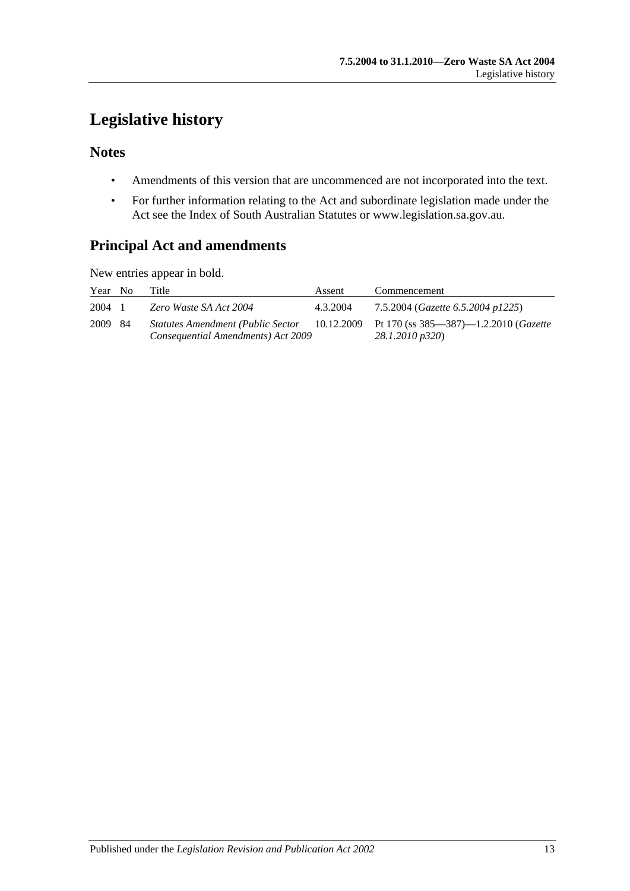# Legislative history

## Notes

- Amendments of this version that are uncommenced are not incorporated into the text.
- For further information relating to the Act and subordinate legislation made under the Act see the Index of South Australian Statutes or www.legislation.sa.gov.au.

## Principal Act and amendments

New entries appear in bold.

| Year | No | Title | Assent | Commencement |
|---|---|---|---|---|
| 2004 | 1 | *Zero Waste SA Act 2004* | 4.3.2004 | 7.5.2004 (*Gazette 6.5.2004 p1225*) |
| 2009 | 84 | *Statutes Amendment (Public Sector Consequential Amendments) Act 2009* | 10.12.2009 | Pt 170 (ss 385—387)—1.2.2010 (*Gazette 28.1.2010 p320*) |